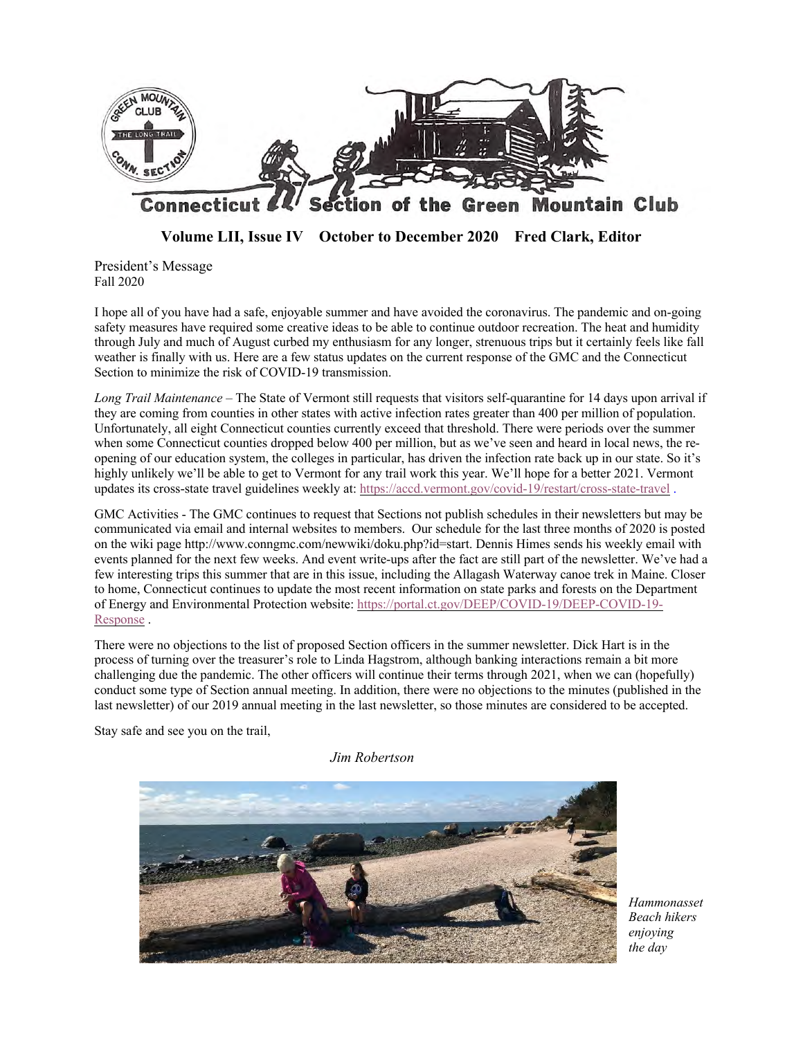# Connecticut Section of the Green Mountain Club

**Volume LII, Issue IV    October to December 2020    Fred Clark, Editor**

## President's Message

Fall 2020

I hope all of you have had a safe, enjoyable summer and have avoided the coronavirus. The pandemic and on-going safety measures have required some creative ideas to be able to continue outdoor recreation. The heat and humidity through July and much of August curbed my enthusiasm for any longer, strenuous trips but it certainly feels like fall weather is finally with us. Here are a few status updates on the current response of the GMC and the Connecticut Section to minimize the risk of COVID-19 transmission.

*Long Trail Maintenance* – The State of Vermont still requests that visitors self-quarantine for 14 days upon arrival if they are coming from counties in other states with active infection rates greater than 400 per million of population. Unfortunately, all eight Connecticut counties currently exceed that threshold. There were periods over the summer when some Connecticut counties dropped below 400 per million, but as we've seen and heard in local news, the re-opening of our education system, the colleges in particular, has driven the infection rate back up in our state. So it's highly unlikely we'll be able to get to Vermont for any trail work this year. We'll hope for a better 2021. Vermont updates its cross-state travel guidelines weekly at: https://accd.vermont.gov/covid-19/restart/cross-state-travel .

GMC Activities - The GMC continues to request that Sections not publish schedules in their newsletters but may be communicated via email and internal websites to members. Our schedule for the last three months of 2020 is posted on the wiki page http://www.conngmc.com/newwiki/doku.php?id=start. Dennis Himes sends his weekly email with events planned for the next few weeks. And event write-ups after the fact are still part of the newsletter. We've had a few interesting trips this summer that are in this issue, including the Allagash Waterway canoe trek in Maine. Closer to home, Connecticut continues to update the most recent information on state parks and forests on the Department of Energy and Environmental Protection website: https://portal.ct.gov/DEEP/COVID-19/DEEP-COVID-19-Response .

There were no objections to the list of proposed Section officers in the summer newsletter. Dick Hart is in the process of turning over the treasurer's role to Linda Hagstrom, although banking interactions remain a bit more challenging due the pandemic. The other officers will continue their terms through 2021, when we can (hopefully) conduct some type of Section annual meeting. In addition, there were no objections to the minutes (published in the last newsletter) of our 2019 annual meeting in the last newsletter, so those minutes are considered to be accepted.

Stay safe and see you on the trail,

*Jim Robertson*

*Hammonasset Beach hikers enjoying the day*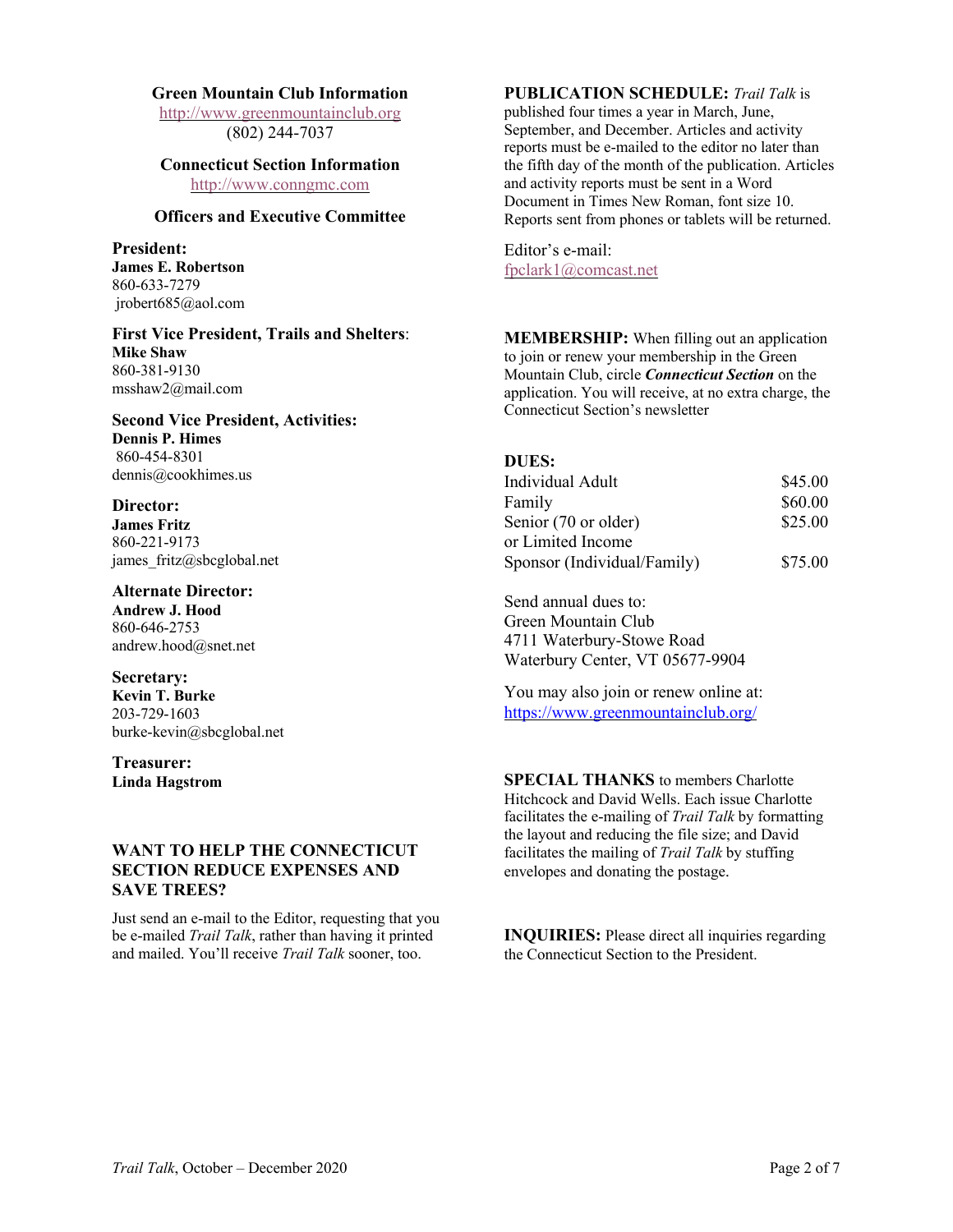## Green Mountain Club Information

http://www.greenmountainclub.org
(802) 244-7037

## Connecticut Section Information

http://www.conngmc.com

## Officers and Executive Committee

**President:**
**James E. Robertson**
860-633-7279
jrobert685@aol.com

**First Vice President, Trails and Shelters:**
**Mike Shaw**
860-381-9130
msshaw2@mail.com

**Second Vice President, Activities:**
**Dennis P. Himes**
860-454-8301
dennis@cookhimes.us

**Director:**
**James Fritz**
860-221-9173
james_fritz@sbcglobal.net

**Alternate Director:**
**Andrew J. Hood**
860-646-2753
andrew.hood@snet.net

**Secretary:**
**Kevin T. Burke**
203-729-1603
burke-kevin@sbcglobal.net

**Treasurer:**
**Linda Hagstrom**

## WANT TO HELP THE CONNECTICUT SECTION REDUCE EXPENSES AND SAVE TREES?

Just send an e-mail to the Editor, requesting that you be e-mailed *Trail Talk*, rather than having it printed and mailed. You'll receive *Trail Talk* sooner, too.

**PUBLICATION SCHEDULE:** *Trail Talk* is published four times a year in March, June, September, and December. Articles and activity reports must be e-mailed to the editor no later than the fifth day of the month of the publication. Articles and activity reports must be sent in a Word Document in Times New Roman, font size 10. Reports sent from phones or tablets will be returned.

Editor's e-mail:
fpclark1@comcast.net

**MEMBERSHIP:** When filling out an application to join or renew your membership in the Green Mountain Club, circle ***Connecticut Section*** on the application. You will receive, at no extra charge, the Connecticut Section's newsletter

**DUES:**

| | |
|---|---|
| Individual Adult | $45.00 |
| Family | $60.00 |
| Senior (70 or older) or Limited Income | $25.00 |
| Sponsor (Individual/Family) | $75.00 |

Send annual dues to:
Green Mountain Club
4711 Waterbury-Stowe Road
Waterbury Center, VT 05677-9904

You may also join or renew online at:
https://www.greenmountainclub.org/

**SPECIAL THANKS** to members Charlotte Hitchcock and David Wells. Each issue Charlotte facilitates the e-mailing of *Trail Talk* by formatting the layout and reducing the file size; and David facilitates the mailing of *Trail Talk* by stuffing envelopes and donating the postage.

**INQUIRIES:** Please direct all inquiries regarding the Connecticut Section to the President.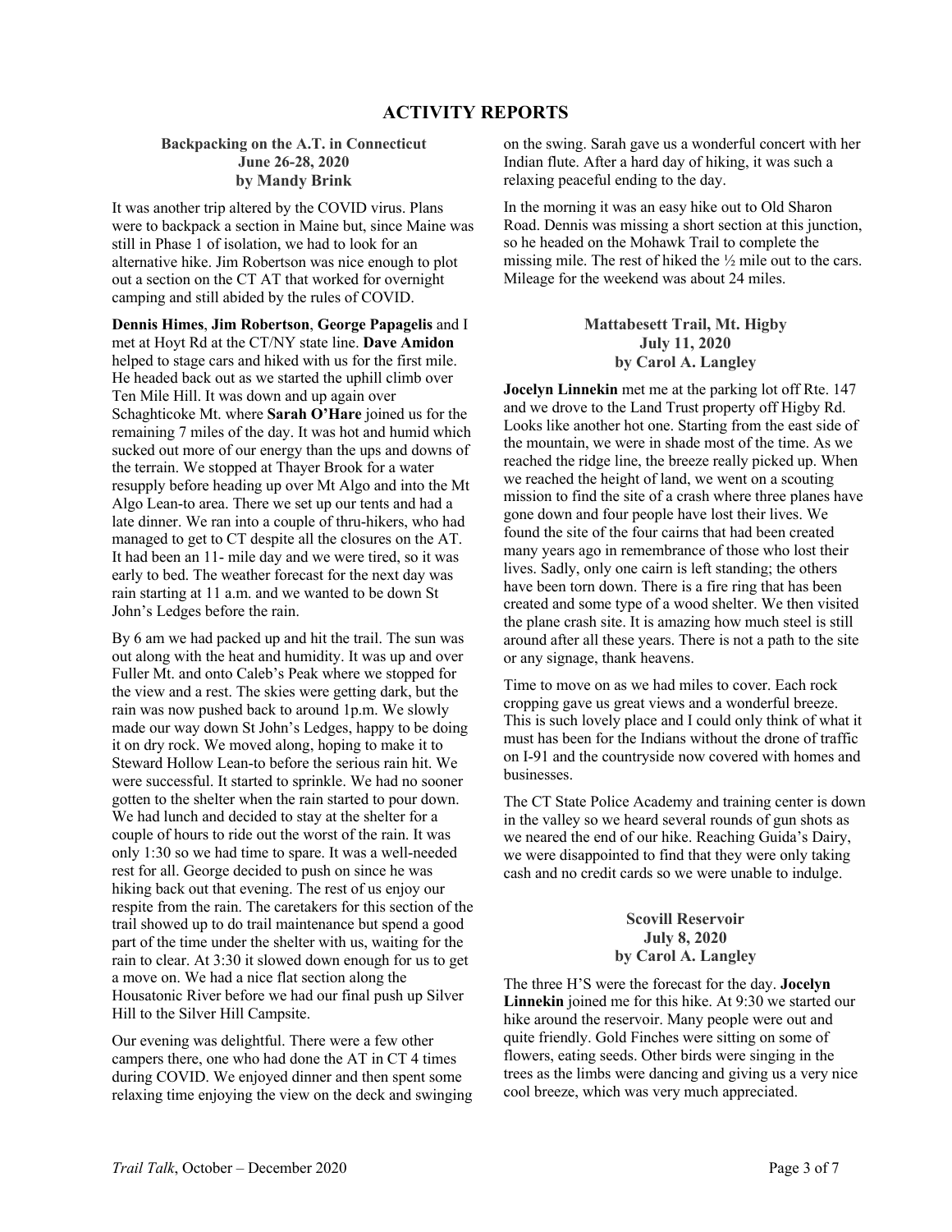## ACTIVITY REPORTS

### Backpacking on the A.T. in Connecticut
**June 26-28, 2020**
**by Mandy Brink**

It was another trip altered by the COVID virus. Plans were to backpack a section in Maine but, since Maine was still in Phase 1 of isolation, we had to look for an alternative hike. Jim Robertson was nice enough to plot out a section on the CT AT that worked for overnight camping and still abided by the rules of COVID.

**Dennis Himes**, **Jim Robertson**, **George Papagelis** and I met at Hoyt Rd at the CT/NY state line. **Dave Amidon** helped to stage cars and hiked with us for the first mile. He headed back out as we started the uphill climb over Ten Mile Hill. It was down and up again over Schaghticoke Mt. where **Sarah O'Hare** joined us for the remaining 7 miles of the day. It was hot and humid which sucked out more of our energy than the ups and downs of the terrain. We stopped at Thayer Brook for a water resupply before heading up over Mt Algo and into the Mt Algo Lean-to area. There we set up our tents and had a late dinner. We ran into a couple of thru-hikers, who had managed to get to CT despite all the closures on the AT. It had been an 11- mile day and we were tired, so it was early to bed. The weather forecast for the next day was rain starting at 11 a.m. and we wanted to be down St John's Ledges before the rain.

By 6 am we had packed up and hit the trail. The sun was out along with the heat and humidity. It was up and over Fuller Mt. and onto Caleb's Peak where we stopped for the view and a rest. The skies were getting dark, but the rain was now pushed back to around 1p.m. We slowly made our way down St John's Ledges, happy to be doing it on dry rock. We moved along, hoping to make it to Steward Hollow Lean-to before the serious rain hit. We were successful. It started to sprinkle. We had no sooner gotten to the shelter when the rain started to pour down. We had lunch and decided to stay at the shelter for a couple of hours to ride out the worst of the rain. It was only 1:30 so we had time to spare. It was a well-needed rest for all. George decided to push on since he was hiking back out that evening. The rest of us enjoy our respite from the rain. The caretakers for this section of the trail showed up to do trail maintenance but spend a good part of the time under the shelter with us, waiting for the rain to clear. At 3:30 it slowed down enough for us to get a move on. We had a nice flat section along the Housatonic River before we had our final push up Silver Hill to the Silver Hill Campsite.

Our evening was delightful. There were a few other campers there, one who had done the AT in CT 4 times during COVID. We enjoyed dinner and then spent some relaxing time enjoying the view on the deck and swinging on the swing. Sarah gave us a wonderful concert with her Indian flute. After a hard day of hiking, it was such a relaxing peaceful ending to the day.

In the morning it was an easy hike out to Old Sharon Road. Dennis was missing a short section at this junction, so he headed on the Mohawk Trail to complete the missing mile. The rest of hiked the ½ mile out to the cars. Mileage for the weekend was about 24 miles.

### Mattabesett Trail, Mt. Higby
**July 11, 2020**
**by Carol A. Langley**

**Jocelyn Linnekin** met me at the parking lot off Rte. 147 and we drove to the Land Trust property off Higby Rd. Looks like another hot one. Starting from the east side of the mountain, we were in shade most of the time. As we reached the ridge line, the breeze really picked up. When we reached the height of land, we went on a scouting mission to find the site of a crash where three planes have gone down and four people have lost their lives. We found the site of the four cairns that had been created many years ago in remembrance of those who lost their lives. Sadly, only one cairn is left standing; the others have been torn down. There is a fire ring that has been created and some type of a wood shelter. We then visited the plane crash site. It is amazing how much steel is still around after all these years. There is not a path to the site or any signage, thank heavens.

Time to move on as we had miles to cover. Each rock cropping gave us great views and a wonderful breeze. This is such lovely place and I could only think of what it must has been for the Indians without the drone of traffic on I-91 and the countryside now covered with homes and businesses.

The CT State Police Academy and training center is down in the valley so we heard several rounds of gun shots as we neared the end of our hike. Reaching Guida's Dairy, we were disappointed to find that they were only taking cash and no credit cards so we were unable to indulge.

### Scovill Reservoir
**July 8, 2020**
**by Carol A. Langley**

The three H'S were the forecast for the day. **Jocelyn Linnekin** joined me for this hike. At 9:30 we started our hike around the reservoir. Many people were out and quite friendly. Gold Finches were sitting on some of flowers, eating seeds. Other birds were singing in the trees as the limbs were dancing and giving us a very nice cool breeze, which was very much appreciated.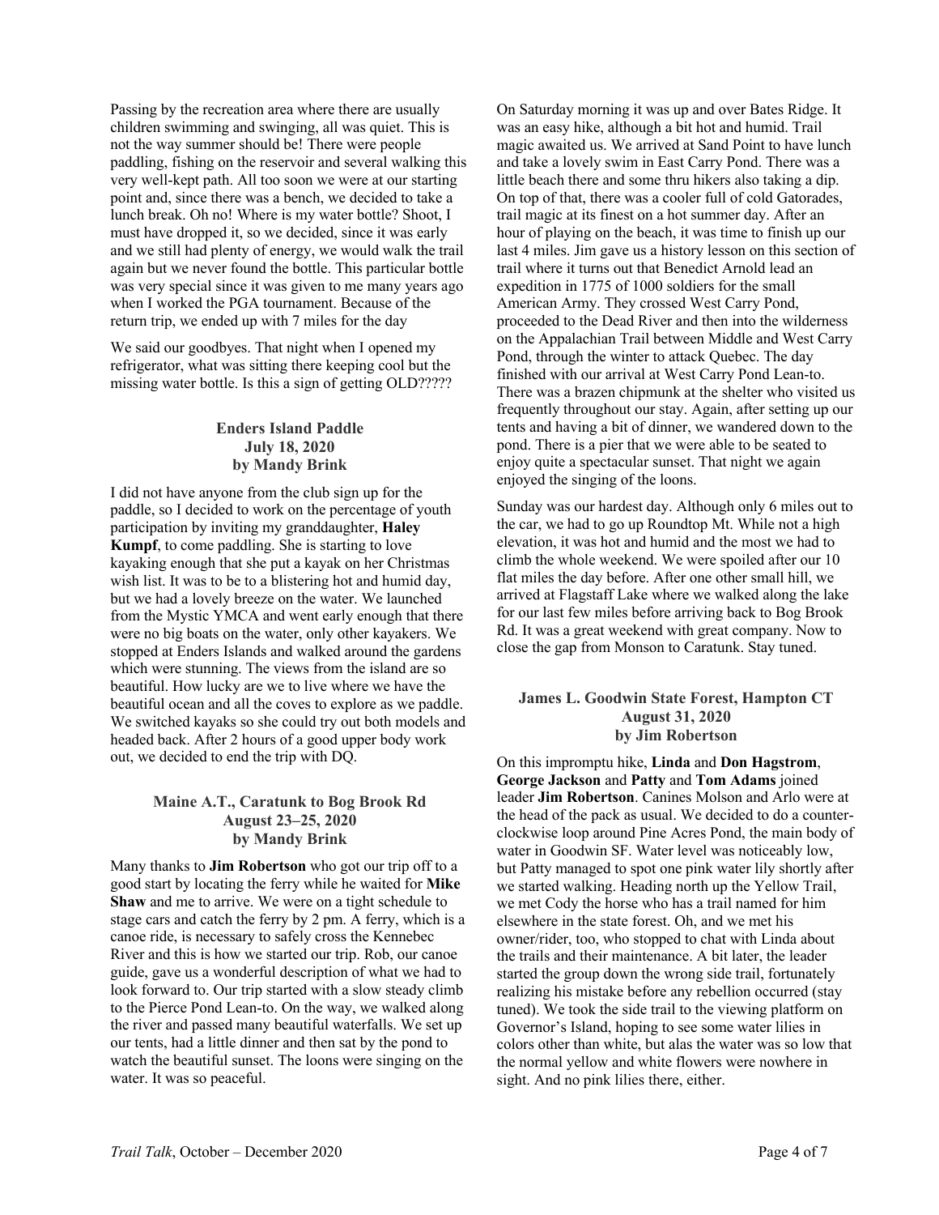Passing by the recreation area where there are usually children swimming and swinging, all was quiet. This is not the way summer should be! There were people paddling, fishing on the reservoir and several walking this very well-kept path. All too soon we were at our starting point and, since there was a bench, we decided to take a lunch break. Oh no! Where is my water bottle? Shoot, I must have dropped it, so we decided, since it was early and we still had plenty of energy, we would walk the trail again but we never found the bottle. This particular bottle was very special since it was given to me many years ago when I worked the PGA tournament. Because of the return trip, we ended up with 7 miles for the day

We said our goodbyes. That night when I opened my refrigerator, what was sitting there keeping cool but the missing water bottle. Is this a sign of getting OLD?????

### Enders Island Paddle
### July 18, 2020
### by Mandy Brink

I did not have anyone from the club sign up for the paddle, so I decided to work on the percentage of youth participation by inviting my granddaughter, **Haley Kumpf**, to come paddling. She is starting to love kayaking enough that she put a kayak on her Christmas wish list. It was to be to a blistering hot and humid day, but we had a lovely breeze on the water. We launched from the Mystic YMCA and went early enough that there were no big boats on the water, only other kayakers. We stopped at Enders Islands and walked around the gardens which were stunning. The views from the island are so beautiful. How lucky are we to live where we have the beautiful ocean and all the coves to explore as we paddle. We switched kayaks so she could try out both models and headed back. After 2 hours of a good upper body work out, we decided to end the trip with DQ.

### Maine A.T., Caratunk to Bog Brook Rd
### August 23–25, 2020
### by Mandy Brink

Many thanks to **Jim Robertson** who got our trip off to a good start by locating the ferry while he waited for **Mike Shaw** and me to arrive. We were on a tight schedule to stage cars and catch the ferry by 2 pm. A ferry, which is a canoe ride, is necessary to safely cross the Kennebec River and this is how we started our trip. Rob, our canoe guide, gave us a wonderful description of what we had to look forward to. Our trip started with a slow steady climb to the Pierce Pond Lean-to. On the way, we walked along the river and passed many beautiful waterfalls. We set up our tents, had a little dinner and then sat by the pond to watch the beautiful sunset. The loons were singing on the water. It was so peaceful.

On Saturday morning it was up and over Bates Ridge. It was an easy hike, although a bit hot and humid. Trail magic awaited us. We arrived at Sand Point to have lunch and take a lovely swim in East Carry Pond. There was a little beach there and some thru hikers also taking a dip. On top of that, there was a cooler full of cold Gatorades, trail magic at its finest on a hot summer day. After an hour of playing on the beach, it was time to finish up our last 4 miles. Jim gave us a history lesson on this section of trail where it turns out that Benedict Arnold lead an expedition in 1775 of 1000 soldiers for the small American Army. They crossed West Carry Pond, proceeded to the Dead River and then into the wilderness on the Appalachian Trail between Middle and West Carry Pond, through the winter to attack Quebec. The day finished with our arrival at West Carry Pond Lean-to. There was a brazen chipmunk at the shelter who visited us frequently throughout our stay. Again, after setting up our tents and having a bit of dinner, we wandered down to the pond. There is a pier that we were able to be seated to enjoy quite a spectacular sunset. That night we again enjoyed the singing of the loons.

Sunday was our hardest day. Although only 6 miles out to the car, we had to go up Roundtop Mt. While not a high elevation, it was hot and humid and the most we had to climb the whole weekend. We were spoiled after our 10 flat miles the day before. After one other small hill, we arrived at Flagstaff Lake where we walked along the lake for our last few miles before arriving back to Bog Brook Rd. It was a great weekend with great company. Now to close the gap from Monson to Caratunk. Stay tuned.

### James L. Goodwin State Forest, Hampton CT
### August 31, 2020
### by Jim Robertson

On this impromptu hike, **Linda** and **Don Hagstrom**, **George Jackson** and **Patty** and **Tom Adams** joined leader **Jim Robertson**. Canines Molson and Arlo were at the head of the pack as usual. We decided to do a counter-clockwise loop around Pine Acres Pond, the main body of water in Goodwin SF. Water level was noticeably low, but Patty managed to spot one pink water lily shortly after we started walking. Heading north up the Yellow Trail, we met Cody the horse who has a trail named for him elsewhere in the state forest. Oh, and we met his owner/rider, too, who stopped to chat with Linda about the trails and their maintenance. A bit later, the leader started the group down the wrong side trail, fortunately realizing his mistake before any rebellion occurred (stay tuned). We took the side trail to the viewing platform on Governor's Island, hoping to see some water lilies in colors other than white, but alas the water was so low that the normal yellow and white flowers were nowhere in sight. And no pink lilies there, either.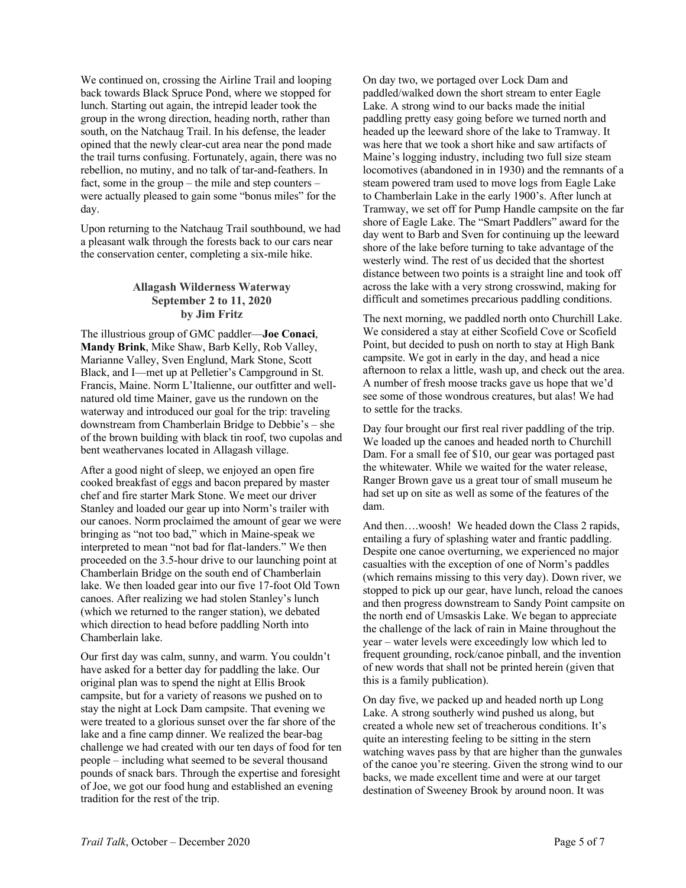We continued on, crossing the Airline Trail and looping back towards Black Spruce Pond, where we stopped for lunch. Starting out again, the intrepid leader took the group in the wrong direction, heading north, rather than south, on the Natchaug Trail. In his defense, the leader opined that the newly clear-cut area near the pond made the trail turns confusing. Fortunately, again, there was no rebellion, no mutiny, and no talk of tar-and-feathers. In fact, some in the group – the mile and step counters – were actually pleased to gain some "bonus miles" for the day.

Upon returning to the Natchaug Trail southbound, we had a pleasant walk through the forests back to our cars near the conservation center, completing a six-mile hike.

### Allagash Wilderness Waterway
### September 2 to 11, 2020
### by Jim Fritz

The illustrious group of GMC paddler—**Joe Conaci**, **Mandy Brink**, Mike Shaw, Barb Kelly, Rob Valley, Marianne Valley, Sven Englund, Mark Stone, Scott Black, and I—met up at Pelletier's Campground in St. Francis, Maine. Norm L'Italienne, our outfitter and well-natured old time Mainer, gave us the rundown on the waterway and introduced our goal for the trip: traveling downstream from Chamberlain Bridge to Debbie's – she of the brown building with black tin roof, two cupolas and bent weathervanes located in Allagash village.

After a good night of sleep, we enjoyed an open fire cooked breakfast of eggs and bacon prepared by master chef and fire starter Mark Stone. We meet our driver Stanley and loaded our gear up into Norm's trailer with our canoes. Norm proclaimed the amount of gear we were bringing as "not too bad," which in Maine-speak we interpreted to mean "not bad for flat-landers." We then proceeded on the 3.5-hour drive to our launching point at Chamberlain Bridge on the south end of Chamberlain lake. We then loaded gear into our five 17-foot Old Town canoes. After realizing we had stolen Stanley's lunch (which we returned to the ranger station), we debated which direction to head before paddling North into Chamberlain lake.

Our first day was calm, sunny, and warm. You couldn't have asked for a better day for paddling the lake. Our original plan was to spend the night at Ellis Brook campsite, but for a variety of reasons we pushed on to stay the night at Lock Dam campsite. That evening we were treated to a glorious sunset over the far shore of the lake and a fine camp dinner. We realized the bear-bag challenge we had created with our ten days of food for ten people – including what seemed to be several thousand pounds of snack bars. Through the expertise and foresight of Joe, we got our food hung and established an evening tradition for the rest of the trip.

On day two, we portaged over Lock Dam and paddled/walked down the short stream to enter Eagle Lake. A strong wind to our backs made the initial paddling pretty easy going before we turned north and headed up the leeward shore of the lake to Tramway. It was here that we took a short hike and saw artifacts of Maine's logging industry, including two full size steam locomotives (abandoned in in 1930) and the remnants of a steam powered tram used to move logs from Eagle Lake to Chamberlain Lake in the early 1900's. After lunch at Tramway, we set off for Pump Handle campsite on the far shore of Eagle Lake. The "Smart Paddlers" award for the day went to Barb and Sven for continuing up the leeward shore of the lake before turning to take advantage of the westerly wind. The rest of us decided that the shortest distance between two points is a straight line and took off across the lake with a very strong crosswind, making for difficult and sometimes precarious paddling conditions.

The next morning, we paddled north onto Churchill Lake. We considered a stay at either Scofield Cove or Scofield Point, but decided to push on north to stay at High Bank campsite. We got in early in the day, and head a nice afternoon to relax a little, wash up, and check out the area. A number of fresh moose tracks gave us hope that we'd see some of those wondrous creatures, but alas! We had to settle for the tracks.

Day four brought our first real river paddling of the trip. We loaded up the canoes and headed north to Churchill Dam. For a small fee of $10, our gear was portaged past the whitewater. While we waited for the water release, Ranger Brown gave us a great tour of small museum he had set up on site as well as some of the features of the dam.

And then….woosh! We headed down the Class 2 rapids, entailing a fury of splashing water and frantic paddling. Despite one canoe overturning, we experienced no major casualties with the exception of one of Norm's paddles (which remains missing to this very day). Down river, we stopped to pick up our gear, have lunch, reload the canoes and then progress downstream to Sandy Point campsite on the north end of Umsaskis Lake. We began to appreciate the challenge of the lack of rain in Maine throughout the year – water levels were exceedingly low which led to frequent grounding, rock/canoe pinball, and the invention of new words that shall not be printed herein (given that this is a family publication).

On day five, we packed up and headed north up Long Lake. A strong southerly wind pushed us along, but created a whole new set of treacherous conditions. It's quite an interesting feeling to be sitting in the stern watching waves pass by that are higher than the gunwales of the canoe you're steering. Given the strong wind to our backs, we made excellent time and were at our target destination of Sweeney Brook by around noon. It was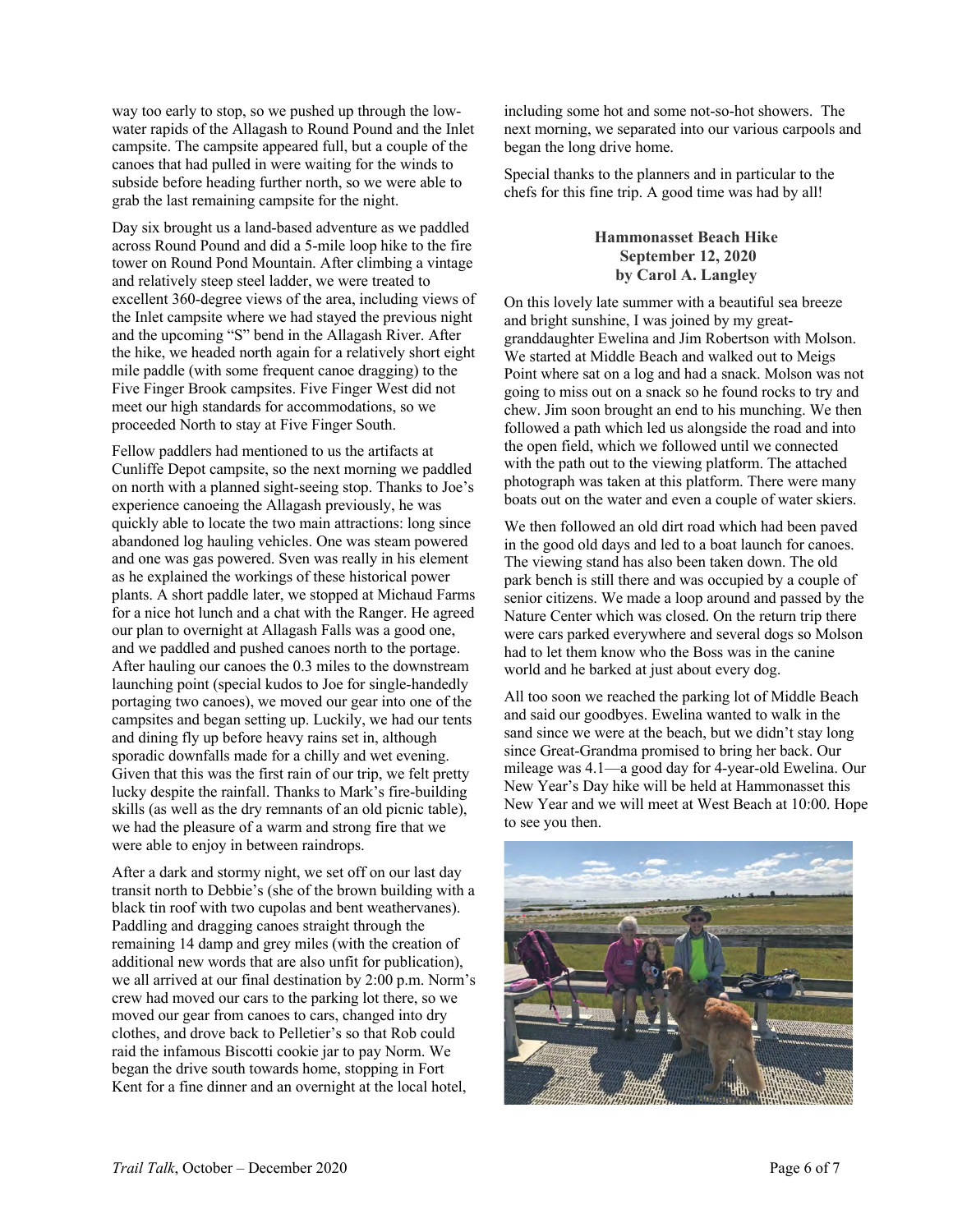way too early to stop, so we pushed up through the low-water rapids of the Allagash to Round Pound and the Inlet campsite. The campsite appeared full, but a couple of the canoes that had pulled in were waiting for the winds to subside before heading further north, so we were able to grab the last remaining campsite for the night.

Day six brought us a land-based adventure as we paddled across Round Pound and did a 5-mile loop hike to the fire tower on Round Pond Mountain. After climbing a vintage and relatively steep steel ladder, we were treated to excellent 360-degree views of the area, including views of the Inlet campsite where we had stayed the previous night and the upcoming "S" bend in the Allagash River. After the hike, we headed north again for a relatively short eight mile paddle (with some frequent canoe dragging) to the Five Finger Brook campsites. Five Finger West did not meet our high standards for accommodations, so we proceeded North to stay at Five Finger South.

Fellow paddlers had mentioned to us the artifacts at Cunliffe Depot campsite, so the next morning we paddled on north with a planned sight-seeing stop. Thanks to Joe's experience canoeing the Allagash previously, he was quickly able to locate the two main attractions: long since abandoned log hauling vehicles. One was steam powered and one was gas powered. Sven was really in his element as he explained the workings of these historical power plants. A short paddle later, we stopped at Michaud Farms for a nice hot lunch and a chat with the Ranger. He agreed our plan to overnight at Allagash Falls was a good one, and we paddled and pushed canoes north to the portage. After hauling our canoes the 0.3 miles to the downstream launching point (special kudos to Joe for single-handedly portaging two canoes), we moved our gear into one of the campsites and began setting up. Luckily, we had our tents and dining fly up before heavy rains set in, although sporadic downfalls made for a chilly and wet evening. Given that this was the first rain of our trip, we felt pretty lucky despite the rainfall. Thanks to Mark's fire-building skills (as well as the dry remnants of an old picnic table), we had the pleasure of a warm and strong fire that we were able to enjoy in between raindrops.

After a dark and stormy night, we set off on our last day transit north to Debbie's (she of the brown building with a black tin roof with two cupolas and bent weathervanes). Paddling and dragging canoes straight through the remaining 14 damp and grey miles (with the creation of additional new words that are also unfit for publication), we all arrived at our final destination by 2:00 p.m. Norm's crew had moved our cars to the parking lot there, so we moved our gear from canoes to cars, changed into dry clothes, and drove back to Pelletier's so that Rob could raid the infamous Biscotti cookie jar to pay Norm. We began the drive south towards home, stopping in Fort Kent for a fine dinner and an overnight at the local hotel, including some hot and some not-so-hot showers. The next morning, we separated into our various carpools and began the long drive home.

Special thanks to the planners and in particular to the chefs for this fine trip. A good time was had by all!

### Hammonasset Beach Hike
**September 12, 2020**
**by Carol A. Langley**

On this lovely late summer with a beautiful sea breeze and bright sunshine, I was joined by my great-granddaughter Ewelina and Jim Robertson with Molson. We started at Middle Beach and walked out to Meigs Point where sat on a log and had a snack. Molson was not going to miss out on a snack so he found rocks to try and chew. Jim soon brought an end to his munching. We then followed a path which led us alongside the road and into the open field, which we followed until we connected with the path out to the viewing platform. The attached photograph was taken at this platform. There were many boats out on the water and even a couple of water skiers.

We then followed an old dirt road which had been paved in the good old days and led to a boat launch for canoes. The viewing stand has also been taken down. The old park bench is still there and was occupied by a couple of senior citizens. We made a loop around and passed by the Nature Center which was closed. On the return trip there were cars parked everywhere and several dogs so Molson had to let them know who the Boss was in the canine world and he barked at just about every dog.

All too soon we reached the parking lot of Middle Beach and said our goodbyes. Ewelina wanted to walk in the sand since we were at the beach, but we didn't stay long since Great-Grandma promised to bring her back. Our mileage was 4.1—a good day for 4-year-old Ewelina. Our New Year's Day hike will be held at Hammonasset this New Year and we will meet at West Beach at 10:00. Hope to see you then.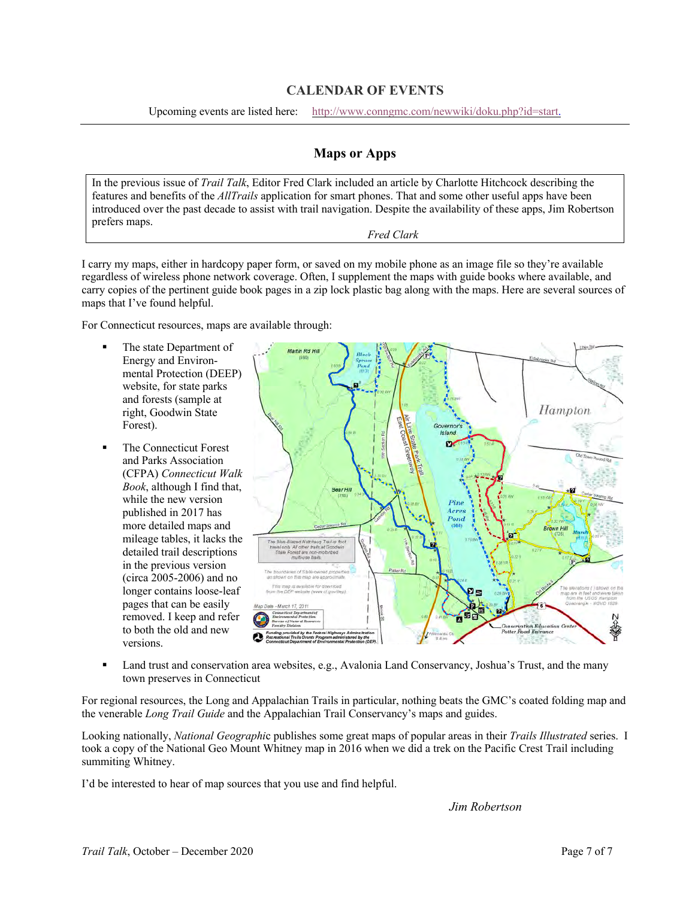## CALENDAR OF EVENTS

Upcoming events are listed here: http://www.conngmc.com/newwiki/doku.php?id=start.

---

## Maps or Apps

In the previous issue of *Trail Talk*, Editor Fred Clark included an article by Charlotte Hitchcock describing the features and benefits of the *AllTrails* application for smart phones. That and some other useful apps have been introduced over the past decade to assist with trail navigation. Despite the availability of these apps, Jim Robertson prefers maps.

*Fred Clark*

I carry my maps, either in hardcopy paper form, or saved on my mobile phone as an image file so they're available regardless of wireless phone network coverage. Often, I supplement the maps with guide books where available, and carry copies of the pertinent guide book pages in a zip lock plastic bag along with the maps. Here are several sources of maps that I've found helpful.

For Connecticut resources, maps are available through:

- The state Department of Energy and Environmental Protection (DEEP) website, for state parks and forests (sample at right, Goodwin State Forest).
- The Connecticut Forest and Parks Association (CFPA) *Connecticut Walk Book*, although I find that, while the new version published in 2017 has more detailed maps and mileage tables, it lacks the detailed trail descriptions in the previous version (circa 2005-2006) and no longer contains loose-leaf pages that can be easily removed. I keep and refer to both the old and new versions.
- Land trust and conservation area websites, e.g., Avalonia Land Conservancy, Joshua's Trust, and the many town preserves in Connecticut

For regional resources, the Long and Appalachian Trails in particular, nothing beats the GMC's coated folding map and the venerable *Long Trail Guide* and the Appalachian Trail Conservancy's maps and guides.

Looking nationally, *National Geographic* publishes some great maps of popular areas in their *Trails Illustrated* series. I took a copy of the National Geo Mount Whitney map in 2016 when we did a trek on the Pacific Crest Trail including summiting Whitney.

I'd be interested to hear of map sources that you use and find helpful.

*Jim Robertson*